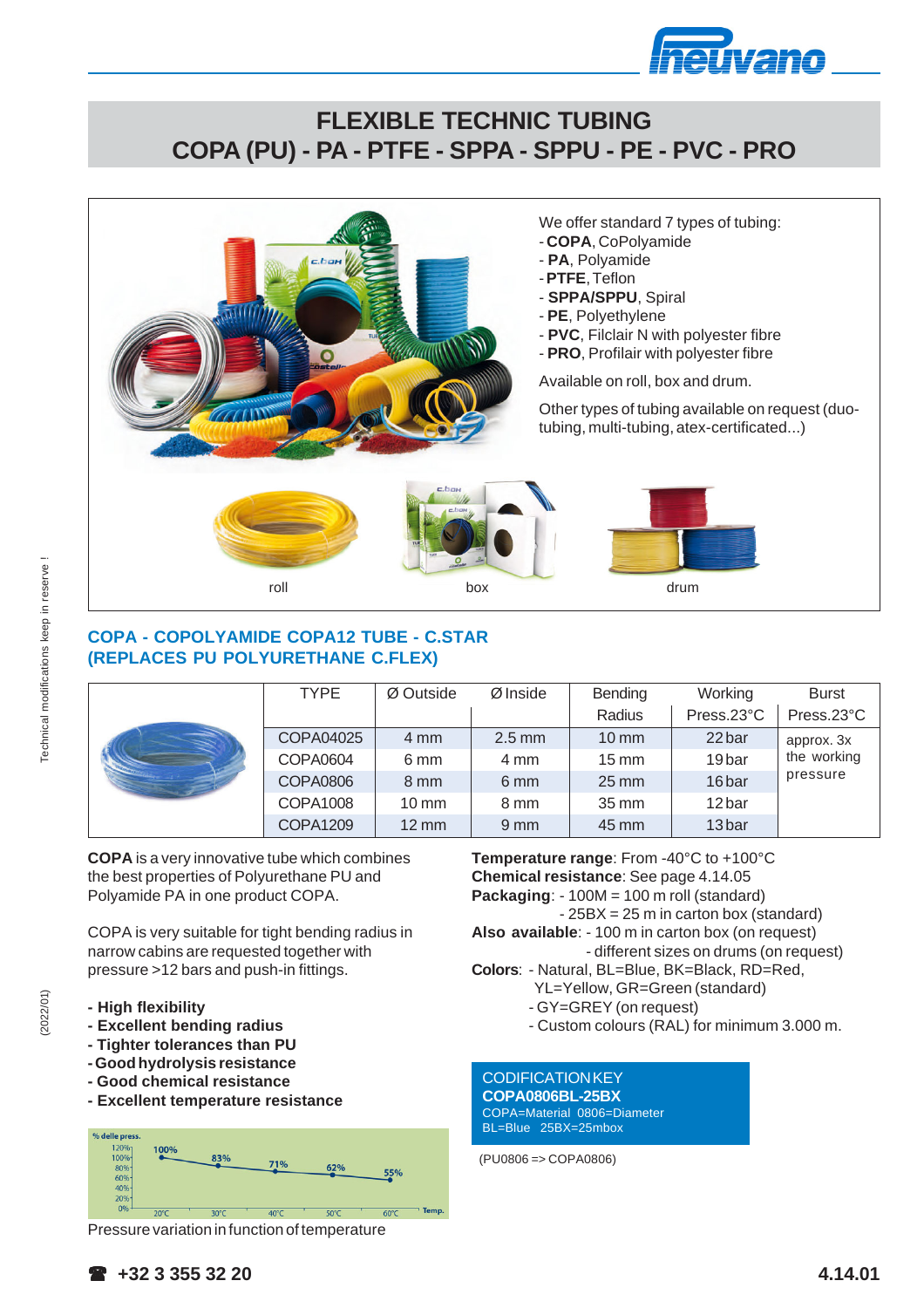# FLEXIBLE TECHNIC TUBING
# COPA (PU) - PA - PTFE - SPPA - SPPU - PE - PVC - PRO

We offer standard 7 types of tubing:
- **COPA**, CoPolyamide
- **PA**, Polyamide
- **PTFE**, Teflon
- **SPPA/SPPU**, Spiral
- **PE**, Polyethylene
- **PVC**, Filclair N with polyester fibre
- **PRO**, Profilair with polyester fibre

Available on roll, box and drum.

Other types of tubing available on request (duo-tubing, multi-tubing, atex-certificated...)

roll    box    drum

## COPA - COPOLYAMIDE COPA12 TUBE - C.STAR (REPLACES PU POLYURETHANE C.FLEX)

| TYPE | Ø Outside | Ø Inside | Bending Radius | Working Press.23°C | Burst Press.23°C |
|---|---|---|---|---|---|
| COPA04025 | 4 mm | 2.5 mm | 10 mm | 22 bar | approx. 3x the working pressure |
| COPA0604 | 6 mm | 4 mm | 15 mm | 19 bar | |
| COPA0806 | 8 mm | 6 mm | 25 mm | 16 bar | |
| COPA1008 | 10 mm | 8 mm | 35 mm | 12 bar | |
| COPA1209 | 12 mm | 9 mm | 45 mm | 13 bar | |

**COPA** is a very innovative tube which combines the best properties of Polyurethane PU and Polyamide PA in one product COPA.

COPA is very suitable for tight bending radius in narrow cabins are requested together with pressure >12 bars and push-in fittings.

- **High flexibility**
- **Excellent bending radius**
- **Tighter tolerances than PU**
- **Good hydrolysis resistance**
- **Good chemical resistance**
- **Excellent temperature resistance**

% delle press.: 20°C 100%, 30°C 83%, 40°C 71%, 50°C 62%, 60°C 55% (Temp.)

Pressure variation in function of temperature

**Temperature range**: From -40°C to +100°C
**Chemical resistance**: See page 4.14.05
**Packaging**: - 100M = 100 m roll (standard)
- 25BX = 25 m in carton box (standard)

**Also available**: - 100 m in carton box (on request)
- different sizes on drums (on request)

**Colors**: - Natural, BL=Blue, BK=Black, RD=Red, YL=Yellow, GR=Green (standard)
- GY=GREY (on request)
- Custom colours (RAL) for minimum 3.000 m.

CODIFICATION KEY
**COPA0806BL-25BX**
COPA=Material 0806=Diameter
BL=Blue 25BX=25mbox

(PU0806 => COPA0806)

Technical modifications keep in reserve !

(2022/01)

☎ +32 3 355 32 20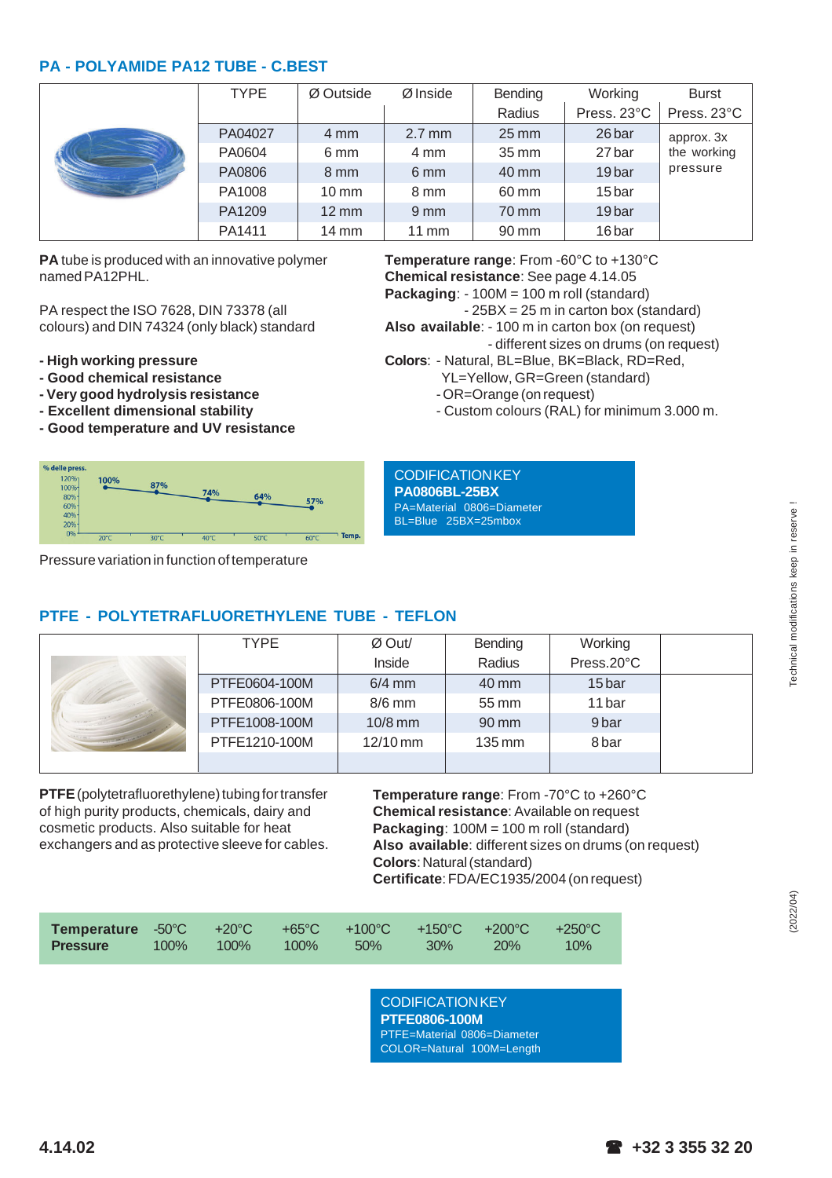## PA - POLYAMIDE PA12 TUBE - C.BEST

| TYPE | Ø Outside | Ø Inside | Bending Radius | Working Press. 23°C | Burst Press. 23°C |
|---|---|---|---|---|---|
| PA04027 | 4 mm | 2.7 mm | 25 mm | 26 bar | approx. 3x the working pressure |
| PA0604 | 6 mm | 4 mm | 35 mm | 27 bar | |
| PA0806 | 8 mm | 6 mm | 40 mm | 19 bar | |
| PA1008 | 10 mm | 8 mm | 60 mm | 15 bar | |
| PA1209 | 12 mm | 9 mm | 70 mm | 19 bar | |
| PA1411 | 14 mm | 11 mm | 90 mm | 16 bar | |

**PA** tube is produced with an innovative polymer named PA12PHL.

PA respect the ISO 7628, DIN 73378 (all colours) and DIN 74324 (only black) standard

- **High working pressure**
- **Good chemical resistance**
- **Very good hydrolysis resistance**
- **Excellent dimensional stability**
- **Good temperature and UV resistance**

**Temperature range**: From -60°C to +130°C
**Chemical resistance**: See page 4.14.05
**Packaging**: - 100M = 100 m roll (standard)
- 25BX = 25 m in carton box (standard)

**Also available**: - 100 m in carton box (on request)
- different sizes on drums (on request)

**Colors**: - Natural, BL=Blue, BK=Black, RD=Red, YL=Yellow, GR=Green (standard)
- OR=Orange (on request)
- Custom colours (RAL) for minimum 3.000 m.

| % delle press. | 20°C | 30°C | 40°C | 50°C | 60°C |
|---|---|---|---|---|---|
| Temp. | 100% | 87% | 74% | 64% | 57% |

Pressure variation in function of temperature

CODIFICATION KEY
**PA0806BL-25BX**
PA=Material 0806=Diameter
BL=Blue 25BX=25mbox

## PTFE - POLYTETRAFLUORETHYLENE TUBE - TEFLON

| TYPE | Ø Out/ Inside | Bending Radius | Working Press.20°C |
|---|---|---|---|
| PTFE0604-100M | 6/4 mm | 40 mm | 15 bar |
| PTFE0806-100M | 8/6 mm | 55 mm | 11 bar |
| PTFE1008-100M | 10/8 mm | 90 mm | 9 bar |
| PTFE1210-100M | 12/10 mm | 135 mm | 8 bar |

**PTFE** (polytetrafluorethylene) tubing for transfer of high purity products, chemicals, dairy and cosmetic products. Also suitable for heat exchangers and as protective sleeve for cables.

**Temperature range**: From -70°C to +260°C
**Chemical resistance**: Available on request
**Packaging**: 100M = 100 m roll (standard)
**Also available**: different sizes on drums (on request)
**Colors**: Natural (standard)
**Certificate**: FDA/EC1935/2004 (on request)

| **Temperature** | -50°C | +20°C | +65°C | +100°C | +150°C | +200°C | +250°C |
|---|---|---|---|---|---|---|---|
| **Pressure** | 100% | 100% | 100% | 50% | 30% | 20% | 10% |

CODIFICATION KEY
**PTFE0806-100M**
PTFE=Material 0806=Diameter
COLOR=Natural 100M=Length

Technical modifications keep in reserve !

(2022/04)

☎ +32 3 355 32 20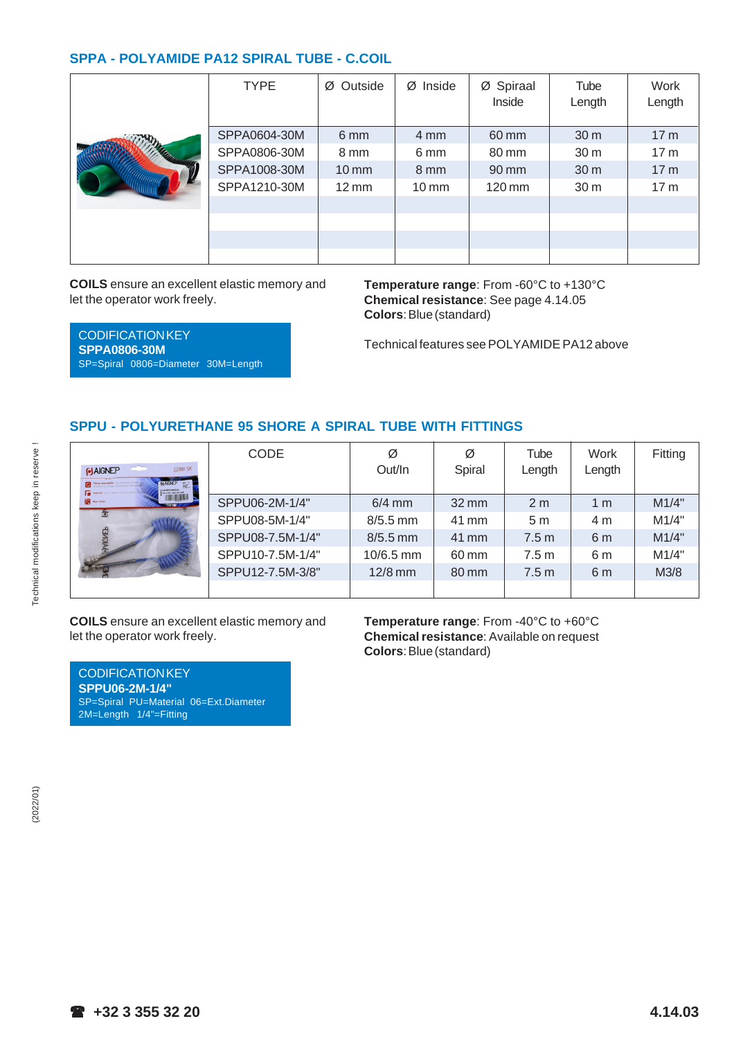## SPPA - POLYAMIDE PA12 SPIRAL TUBE - C.COIL

| TYPE | Ø Outside | Ø Inside | Ø Spiraal Inside | Tube Length | Work Length |
|---|---|---|---|---|---|
| SPPA0604-30M | 6 mm | 4 mm | 60 mm | 30 m | 17 m |
| SPPA0806-30M | 8 mm | 6 mm | 80 mm | 30 m | 17 m |
| SPPA1008-30M | 10 mm | 8 mm | 90 mm | 30 m | 17 m |
| SPPA1210-30M | 12 mm | 10 mm | 120 mm | 30 m | 17 m |

**COILS** ensure an excellent elastic memory and let the operator work freely.

CODIFICATION KEY
**SPPA0806-30M**
SP=Spiral 0806=Diameter 30M=Length

**Temperature range**: From -60°C to +130°C
**Chemical resistance**: See page 4.14.05
**Colors**: Blue (standard)

Technical features see POLYAMIDE PA12 above

## SPPU - POLYURETHANE 95 SHORE A SPIRAL TUBE WITH FITTINGS

| CODE | Ø Out/In | Ø Spiral | Tube Length | Work Length | Fitting |
|---|---|---|---|---|---|
| SPPU06-2M-1/4" | 6/4 mm | 32 mm | 2 m | 1 m | M1/4" |
| SPPU08-5M-1/4" | 8/5.5 mm | 41 mm | 5 m | 4 m | M1/4" |
| SPPU08-7.5M-1/4" | 8/5.5 mm | 41 mm | 7.5 m | 6 m | M1/4" |
| SPPU10-7.5M-1/4" | 10/6.5 mm | 60 mm | 7.5 m | 6 m | M1/4" |
| SPPU12-7.5M-3/8" | 12/8 mm | 80 mm | 7.5 m | 6 m | M3/8 |

**COILS** ensure an excellent elastic memory and let the operator work freely.

CODIFICATION KEY
**SPPU06-2M-1/4"**
SP=Spiral PU=Material 06=Ext.Diameter
2M=Length 1/4"=Fitting

**Temperature range**: From -40°C to +60°C
**Chemical resistance**: Available on request
**Colors**: Blue (standard)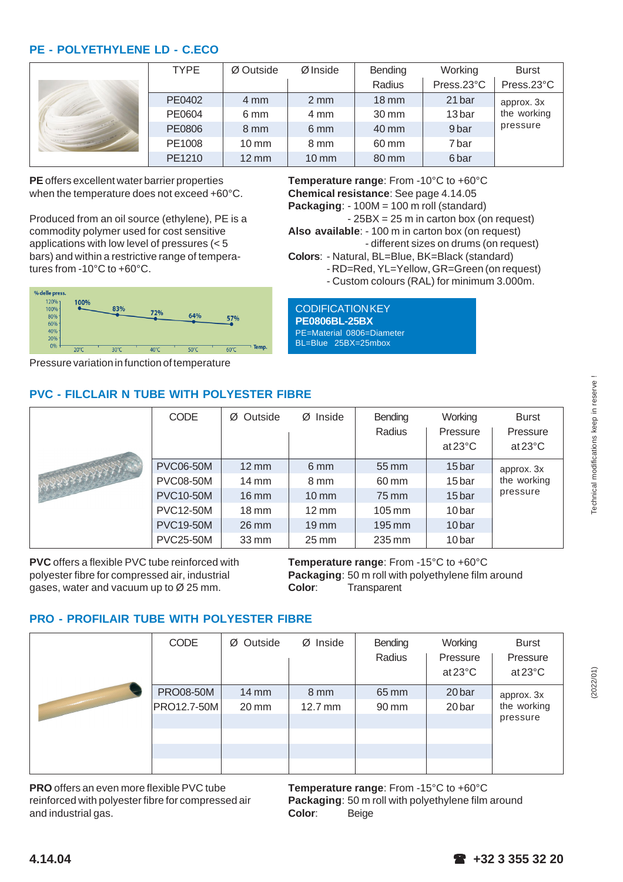## PE - POLYETHYLENE LD - C.ECO

| TYPE | Ø Outside | Ø Inside | Bending Radius | Working Press.23°C | Burst Press.23°C |
|---|---|---|---|---|---|
| PE0402 | 4 mm | 2 mm | 18 mm | 21 bar | approx. 3x the working pressure |
| PE0604 | 6 mm | 4 mm | 30 mm | 13 bar | |
| PE0806 | 8 mm | 6 mm | 40 mm | 9 bar | |
| PE1008 | 10 mm | 8 mm | 60 mm | 7 bar | |
| PE1210 | 12 mm | 10 mm | 80 mm | 6 bar | |

**PE** offers excellent water barrier properties when the temperature does not exceed +60°C.

Produced from an oil source (ethylene), PE is a commodity polymer used for cost sensitive applications with low level of pressures (< 5 bars) and within a restrictive range of temperatures from -10°C to +60°C.

% delle press.: 100% (20°C), 83% (30°C), 72% (40°C), 64% (50°C), 57% (60°C) — Temp.

Pressure variation in function of temperature

**Temperature range**: From -10°C to +60°C
**Chemical resistance**: See page 4.14.05
**Packaging**: - 100M = 100 m roll (standard)
- 25BX = 25 m in carton box (on request)

**Also available**: - 100 m in carton box (on request)
- different sizes on drums (on request)

**Colors**: - Natural, BL=Blue, BK=Black (standard)
- RD=Red, YL=Yellow, GR=Green (on request)
- Custom colours (RAL) for minimum 3.000m.

CODIFICATION KEY
**PE0806BL-25BX**
PE=Material 0806=Diameter
BL=Blue 25BX=25mbox

## PVC - FILCLAIR N TUBE WITH POLYESTER FIBRE

| CODE | Ø Outside | Ø Inside | Bending Radius | Working Pressure at 23°C | Burst Pressure at 23°C |
|---|---|---|---|---|---|
| PVC06-50M | 12 mm | 6 mm | 55 mm | 15 bar | approx. 3x the working pressure |
| PVC08-50M | 14 mm | 8 mm | 60 mm | 15 bar | |
| PVC10-50M | 16 mm | 10 mm | 75 mm | 15 bar | |
| PVC12-50M | 18 mm | 12 mm | 105 mm | 10 bar | |
| PVC19-50M | 26 mm | 19 mm | 195 mm | 10 bar | |
| PVC25-50M | 33 mm | 25 mm | 235 mm | 10 bar | |

**PVC** offers a flexible PVC tube reinforced with polyester fibre for compressed air, industrial gases, water and vacuum up to Ø 25 mm.

**Temperature range**: From -15°C to +60°C
**Packaging**: 50 m roll with polyethylene film around
**Color**: Transparent

## PRO - PROFILAIR TUBE WITH POLYESTER FIBRE

| CODE | Ø Outside | Ø Inside | Bending Radius | Working Pressure at 23°C | Burst Pressure at 23°C |
|---|---|---|---|---|---|
| PRO08-50M | 14 mm | 8 mm | 65 mm | 20 bar | approx. 3x the working pressure |
| PRO12.7-50M | 20 mm | 12.7 mm | 90 mm | 20 bar | |

**PRO** offers an even more flexible PVC tube reinforced with polyester fibre for compressed air and industrial gas.

**Temperature range**: From -15°C to +60°C
**Packaging**: 50 m roll with polyethylene film around
**Color**: Beige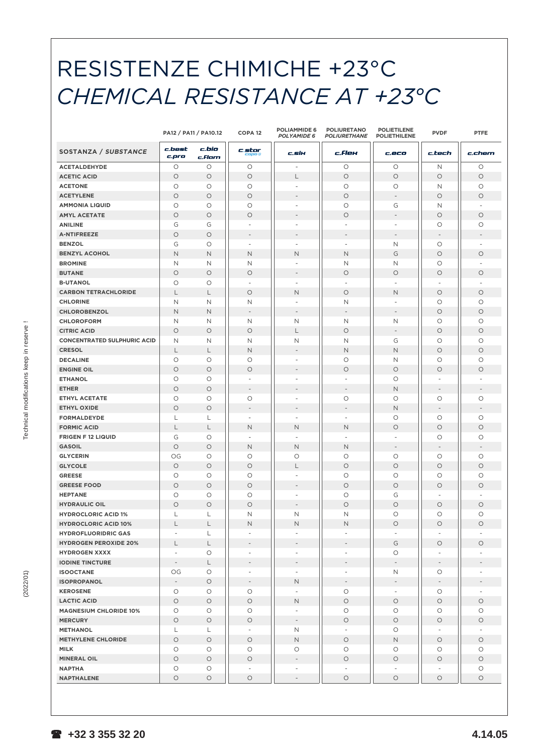# RESISTENZE CHIMICHE +23°C
# *CHEMICAL RESISTANCE AT +23°C*

| SOSTANZA / *SUBSTANCE* | PA12 / PA11 / PA10.12 c.best c.pro | c.bio c.flam | COPA 12 c.star | POLIAMMIDE 6 *POLYAMIDE 6* c.six | POLIURETANO *POLIURETHANE* c.flex | POLIETILENE POLIETHILENE c.eco | PVDF c.tech | PTFE c.chem |
|---|---|---|---|---|---|---|---|---|
| ACETALDEHYDE | O | O | O | - | O | O | N | O |
| ACETIC ACID | O | O | O | L | O | O | O | O |
| ACETONE | O | O | O | - | O | O | N | O |
| ACETYLENE | O | O | O | - | O | - | O | O |
| AMMONIA LIQUID | O | O | O | - | O | G | N | - |
| AMYL ACETATE | O | O | O | - | O | - | O | O |
| ANILINE | G | G | - | - | - | - | O | O |
| A-NTIFREEZE | O | O | - | - | - | - | - | - |
| BENZOL | G | O | - | - | - | N | O | - |
| BENZYL ACOHOL | N | N | N | N | N | G | O | O |
| BROMINE | N | N | N | - | N | N | O | - |
| BUTANE | O | O | O | - | O | O | O | O |
| B-UTANOL | O | O | - | - | - | - | - | - |
| CARBON TETRACHLORIDE | L | L | O | N | O | N | O | O |
| CHLORINE | N | N | N | - | N | - | O | O |
| CHLOROBENZOL | N | N | - | - | - | - | O | O |
| CHLOROFORM | N | N | N | N | N | N | O | O |
| CITRIC ACID | O | O | O | L | O | - | O | O |
| CONCENTRATED SULPHURIC ACID | N | N | N | N | N | G | O | O |
| CRESOL | L | L | N | - | N | N | O | O |
| DECALINE | O | O | O | - | O | N | O | O |
| ENGINE OIL | O | O | O | - | O | O | O | O |
| ETHANOL | O | O | - | - | - | O | - | - |
| ETHER | O | O | - | - | - | N | - | - |
| ETHYL ACETATE | O | O | O | - | O | O | O | O |
| ETHYL OXIDE | O | O | - | - | - | N | - | - |
| FORMALDEYDE | L | L | - | - | - | O | O | O |
| FORMIC ACID | L | L | N | N | N | O | O | O |
| FRIGEN F 12 LIQUID | G | O | - | - | - | - | O | O |
| GASOIL | O | O | N | N | N | - | - | - |
| GLYCERIN | OG | O | O | O | O | O | O | O |
| GLYCOLE | O | O | O | L | O | O | O | O |
| GREESE | O | O | O | - | O | O | O | O |
| GREESE FOOD | O | O | O | - | O | O | O | O |
| HEPTANE | O | O | O | - | O | G | - | - |
| HYDRAULIC OIL | O | O | O | - | O | O | O | O |
| HYDROCLORIC ACID 1% | L | L | N | N | N | O | O | O |
| HYDROCLORIC ACID 10% | L | L | N | N | N | O | O | O |
| HYDROFLUORIDRIC GAS | - | L | - | - | - | - | - | - |
| HYDROGEN PEROXIDE 20% | L | L | - | - | - | G | O | O |
| HYDROGEN XXXX | - | O | - | - | - | O | - | - |
| IODINE TINCTURE | - | L | - | - | - | - | - | - |
| ISOOCTANE | OG | O | - | - | - | N | O | - |
| ISOPROPANOL | - | O | - | N | - | - | - | - |
| KEROSENE | O | O | O | - | O | - | O | - |
| LACTIC ACID | O | O | O | N | O | O | O | O |
| MAGNESIUM CHLORIDE 10% | O | O | O | - | O | O | O | O |
| MERCURY | O | O | O | - | O | O | O | O |
| METHANOL | L | L | - | N | - | O | - | - |
| METHYLENE CHLORIDE | O | O | O | N | O | N | O | O |
| MILK | O | O | O | O | O | O | O | O |
| MINERAL OIL | O | O | O | - | O | O | O | O |
| NAPTHA | O | O | - | - | - | - | - | O |
| NAPTHALENE | O | O | O | - | O | O | O | O |

Technical modifications keep in reserve !

(2022/01)

☎ +32 3 355 32 20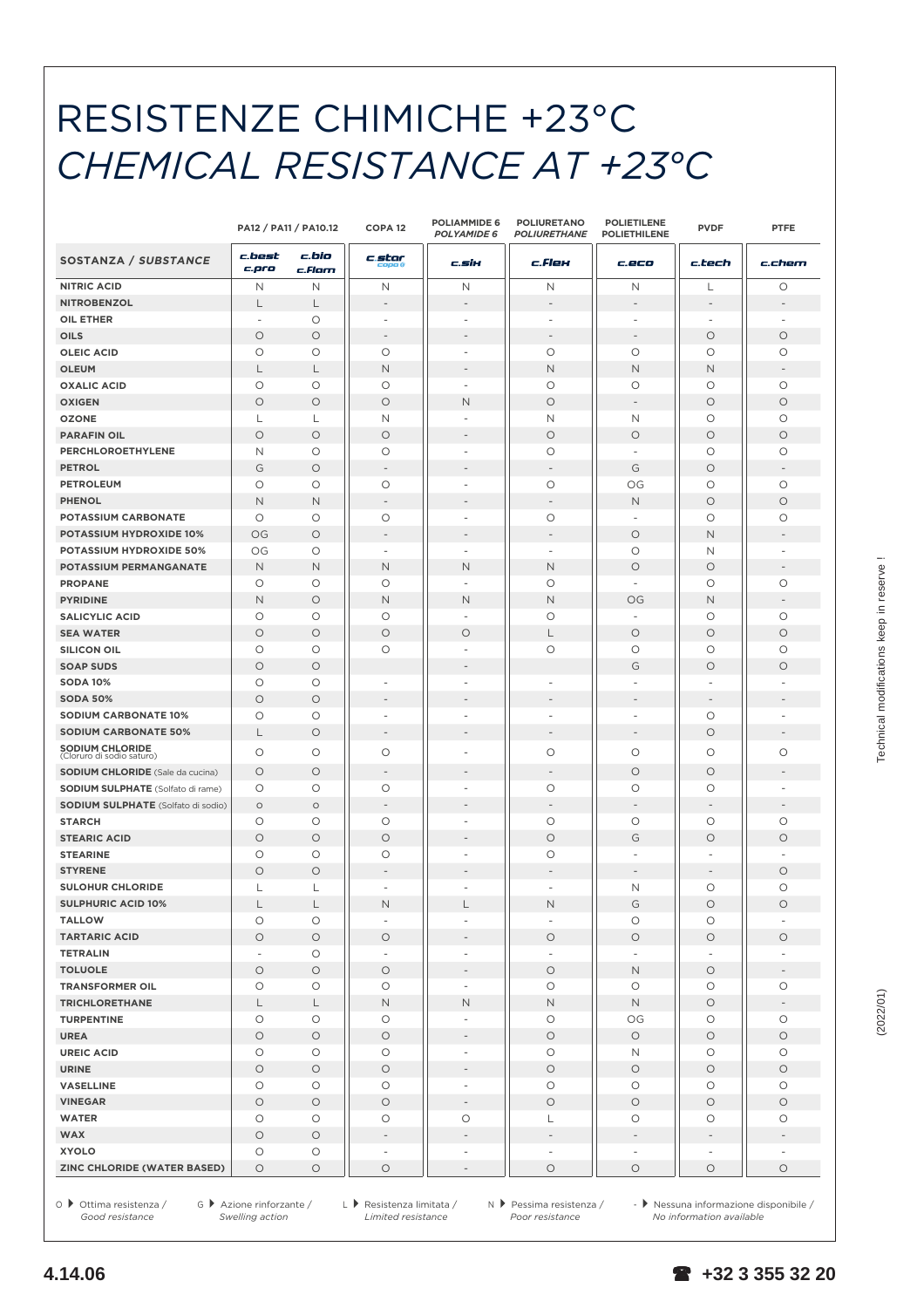# RESISTENZE CHIMICHE +23°C
# *CHEMICAL RESISTANCE AT +23°C*

| | PA12 / PA11 / PA10.12 | | COPA 12 | POLIAMMIDE 6 *POLYAMIDE 6* | POLIURETANO *POLIURETHANE* | POLIETILENE POLIETHILENE | PVDF | PTFE |
|---|---|---|---|---|---|---|---|---|
| **SOSTANZA / *SUBSTANCE*** | c.best c.pro | c.bio c.flam | c.star copa 6 | c.six | c.flex | c.eco | c.tech | c.chem |
| **NITRIC ACID** | N | N | N | N | N | N | L | O |
| **NITROBENZOL** | L | L | - | - | - | - | - | - |
| **OIL ETHER** | - | O | - | - | - | - | - | - |
| **OILS** | O | O | - | - | - | - | O | O |
| **OLEIC ACID** | O | O | O | - | O | O | O | O |
| **OLEUM** | L | L | N | - | N | N | N | - |
| **OXALIC ACID** | O | O | O | - | O | O | O | O |
| **OXIGEN** | O | O | O | N | O | - | O | O |
| **OZONE** | L | L | N | - | N | N | O | O |
| **PARAFIN OIL** | O | O | O | - | O | O | O | O |
| **PERCHLOROETHYLENE** | N | O | O | - | O | - | O | O |
| **PETROL** | G | O | - | - | - | G | O | - |
| **PETROLEUM** | O | O | O | - | O | OG | O | O |
| **PHENOL** | N | N | - | - | - | N | O | O |
| **POTASSIUM CARBONATE** | O | O | O | - | O | - | O | O |
| **POTASSIUM HYDROXIDE 10%** | OG | O | - | - | - | O | N | - |
| **POTASSIUM HYDROXIDE 50%** | OG | O | - | - | - | O | N | - |
| **POTASSIUM PERMANGANATE** | N | N | N | N | N | O | O | - |
| **PROPANE** | O | O | O | - | O | - | O | O |
| **PYRIDINE** | N | O | N | N | N | OG | N | - |
| **SALICYLIC ACID** | O | O | O | - | O | - | O | O |
| **SEA WATER** | O | O | O | O | L | O | O | O |
| **SILICON OIL** | O | O | O | - | O | O | O | O |
| **SOAP SUDS** | O | O | | - | | G | O | O |
| **SODA 10%** | O | O | - | - | - | - | - | - |
| **SODA 50%** | O | O | - | - | - | - | - | - |
| **SODIUM CARBONATE 10%** | O | O | - | - | - | - | O | - |
| **SODIUM CARBONATE 50%** | L | O | - | - | - | - | O | - |
| **SODIUM CHLORIDE** (Cloruro di sodio saturo) | O | O | O | - | O | O | O | O |
| **SODIUM CHLORIDE** (Sale da cucina) | O | O | - | - | - | O | O | - |
| **SODIUM SULPHATE** (Solfato di rame) | O | O | O | - | O | O | O | - |
| **SODIUM SULPHATE** (Solfato di sodio) | O | O | - | - | - | - | - | - |
| **STARCH** | O | O | O | - | O | O | O | O |
| **STEARIC ACID** | O | O | O | - | O | G | O | O |
| **STEARINE** | O | O | O | - | O | - | - | - |
| **STYRENE** | O | O | - | - | - | - | - | O |
| **SULOHUR CHLORIDE** | L | L | - | - | - | N | O | O |
| **SULPHURIC ACID 10%** | L | L | N | L | N | G | O | O |
| **TALLOW** | O | O | - | - | - | O | O | - |
| **TARTARIC ACID** | O | O | O | - | O | O | O | O |
| **TETRALIN** | - | O | - | - | - | - | - | - |
| **TOLUOLE** | O | O | O | - | O | N | O | - |
| **TRANSFORMER OIL** | O | O | O | - | O | O | O | O |
| **TRICHLORETHANE** | L | L | N | N | N | N | O | - |
| **TURPENTINE** | O | O | O | - | O | OG | O | O |
| **UREA** | O | O | O | - | O | O | O | O |
| **UREIC ACID** | O | O | O | - | O | N | O | O |
| **URINE** | O | O | O | - | O | O | O | O |
| **VASELLINE** | O | O | O | - | O | O | O | O |
| **VINEGAR** | O | O | O | - | O | O | O | O |
| **WATER** | O | O | O | O | L | O | O | O |
| **WAX** | O | O | - | - | - | - | - | - |
| **XYOLO** | O | O | - | - | - | - | - | - |
| **ZINC CHLORIDE (WATER BASED)** | O | O | O | - | O | O | O | O |

O ▶ Ottima resistenza / *Good resistance*  
G ▶ Azione rinforzante / *Swelling action*  
L ▶ Resistenza limitata / *Limited resistance*  
N ▶ Pessima resistenza / *Poor resistance*  
- ▶ Nessuna informazione disponibile / *No information available*

Technical modifications keep in reserve !

(2022/01)

4.14.06

☎ +32 3 355 32 20